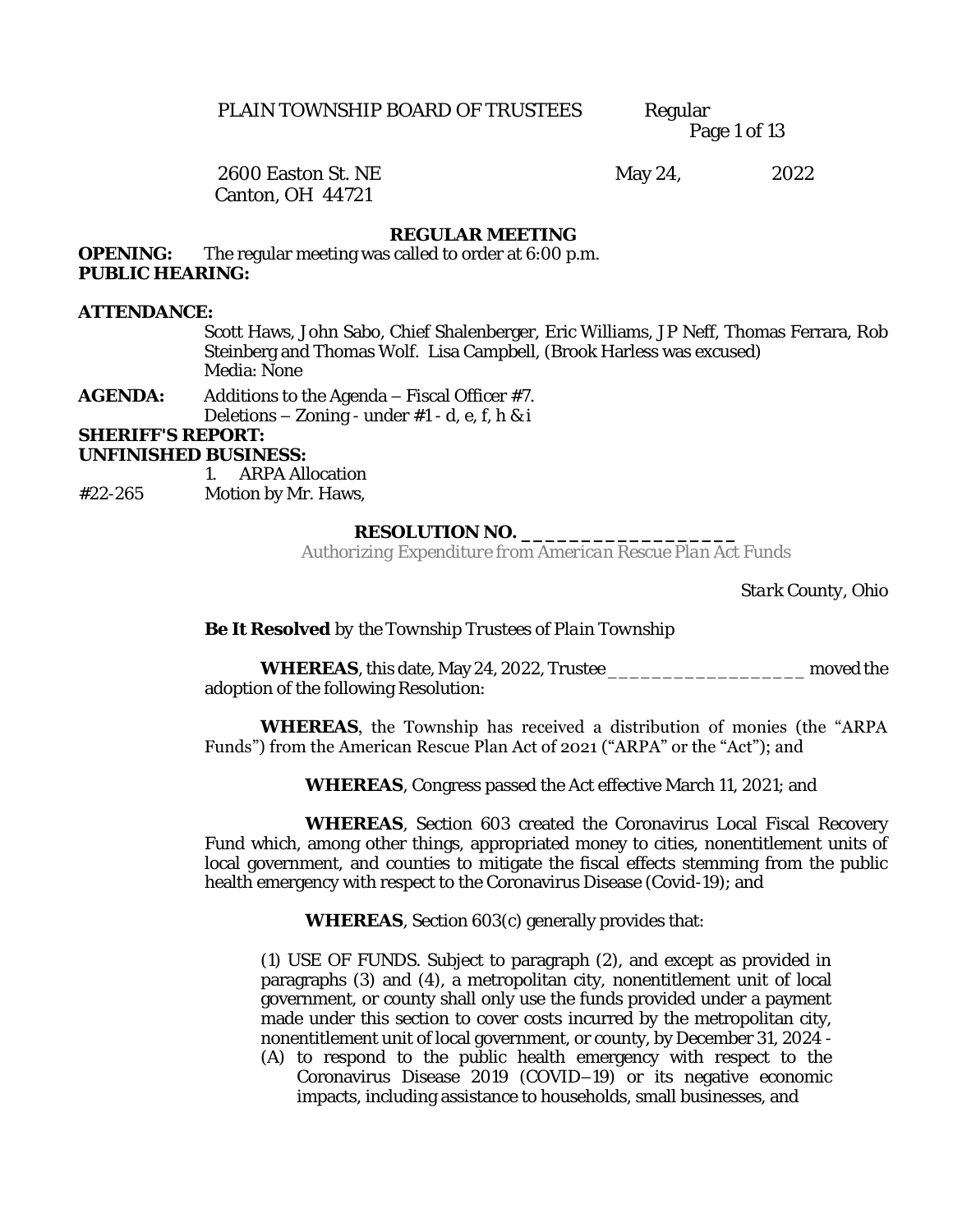PLAIN TOWNSHIP BOARD OF TRUSTEES Regular

2600 Easton St. NE
Canton, OH 44721

May 24, 2022

## REGULAR MEETING

**OPENING:** The regular meeting was called to order at 6:00 p.m.

**PUBLIC HEARING:**

**ATTENDANCE:**

Scott Haws, John Sabo, Chief Shalenberger, Eric Williams, JP Neff, Thomas Ferrara, Rob Steinberg and Thomas Wolf. Lisa Campbell, (Brook Harless was excused)
Media: None

**AGENDA:** Additions to the Agenda – Fiscal Officer #7.
Deletions – Zoning - under #1 - d, e, f, h & i

**SHERIFF'S REPORT:**

**UNFINISHED BUSINESS:**

1. ARPA Allocation

#22-265 Motion by Mr. Haws,

**RESOLUTION NO. \_\_\_\_\_\_\_\_\_\_\_\_\_\_\_\_\_\_\_**

*Authorizing Expenditure from American Rescue Plan Act Funds*

*Stark County, Ohio*

**Be It Resolved** by the Township Trustees of *Plain* Township

**WHEREAS**, this date, May 24, 2022, Trustee \_\_\_\_\_\_\_\_\_\_\_\_\_\_\_\_\_\_\_ moved the adoption of the following Resolution:

**WHEREAS**, the Township has received a distribution of monies (the "ARPA Funds") from the American Rescue Plan Act of 2021 ("ARPA" or the "Act"); and

**WHEREAS**, Congress passed the Act effective March 11, 2021; and

**WHEREAS**, Section 603 created the Coronavirus Local Fiscal Recovery Fund which, among other things, appropriated money to cities, nonentitlement units of local government, and counties to mitigate the fiscal effects stemming from the public health emergency with respect to the Coronavirus Disease (Covid-19); and

**WHEREAS**, Section 603(c) generally provides that:

(1) USE OF FUNDS. Subject to paragraph (2), and except as provided in paragraphs (3) and (4), a metropolitan city, nonentitlement unit of local government, or county shall only use the funds provided under a payment made under this section to cover costs incurred by the metropolitan city, nonentitlement unit of local government, or county, by December 31, 2024 -

(A) to respond to the public health emergency with respect to the Coronavirus Disease 2019 (COVID–19) or its negative economic impacts, including assistance to households, small businesses, and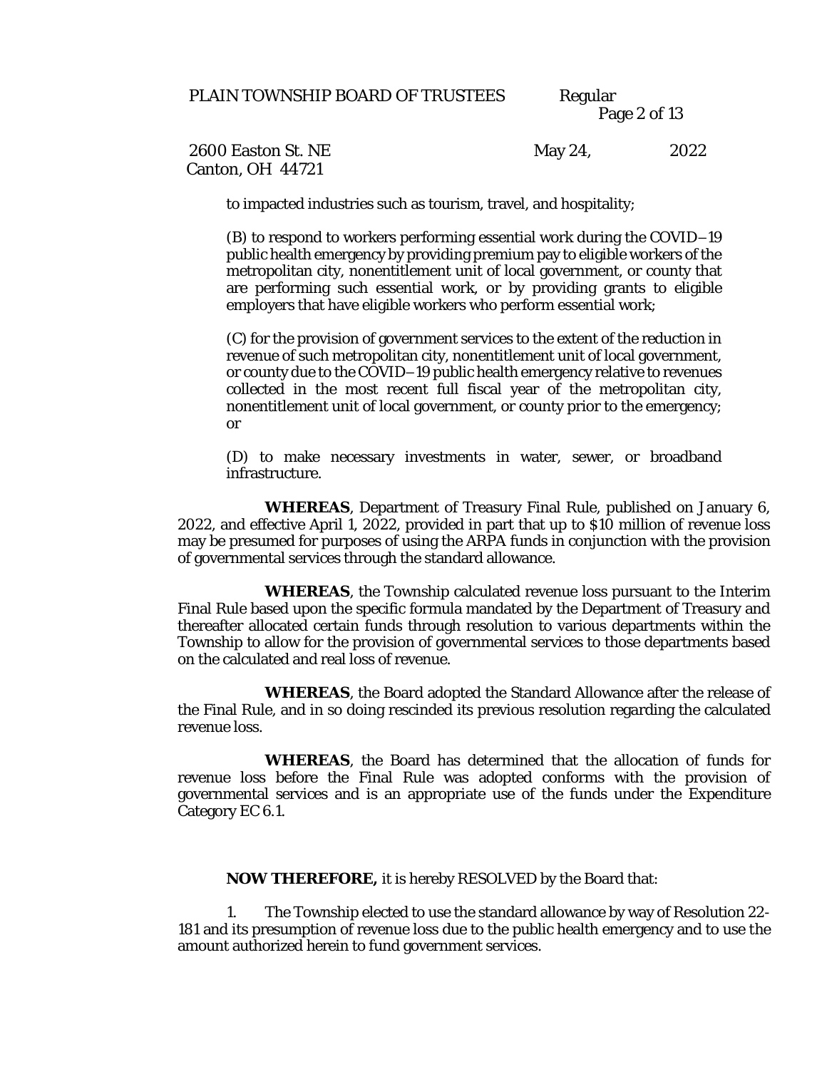to impacted industries such as tourism, travel, and hospitality;

(B) to respond to workers performing essential work during the COVID–19 public health emergency by providing premium pay to eligible workers of the metropolitan city, nonentitlement unit of local government, or county that are performing such essential work, or by providing grants to eligible employers that have eligible workers who perform essential work;

(C) for the provision of government services to the extent of the reduction in revenue of such metropolitan city, nonentitlement unit of local government, or county due to the COVID–19 public health emergency relative to revenues collected in the most recent full fiscal year of the metropolitan city, nonentitlement unit of local government, or county prior to the emergency; or

(D) to make necessary investments in water, sewer, or broadband infrastructure.

**WHEREAS**, Department of Treasury Final Rule, published on January 6, 2022, and effective April 1, 2022, provided in part that up to $10 million of revenue loss may be presumed for purposes of using the ARPA funds in conjunction with the provision of governmental services through the standard allowance.

**WHEREAS**, the Township calculated revenue loss pursuant to the Interim Final Rule based upon the specific formula mandated by the Department of Treasury and thereafter allocated certain funds through resolution to various departments within the Township to allow for the provision of governmental services to those departments based on the calculated and real loss of revenue.

**WHEREAS**, the Board adopted the Standard Allowance after the release of the Final Rule, and in so doing rescinded its previous resolution regarding the calculated revenue loss.

**WHEREAS**, the Board has determined that the allocation of funds for revenue loss before the Final Rule was adopted conforms with the provision of governmental services and is an appropriate use of the funds under the Expenditure Category EC 6.1.

**NOW THEREFORE,** it is hereby RESOLVED by the Board that:

1. The Township elected to use the standard allowance by way of Resolution 22-181 and its presumption of revenue loss due to the public health emergency and to use the amount authorized herein to fund government services.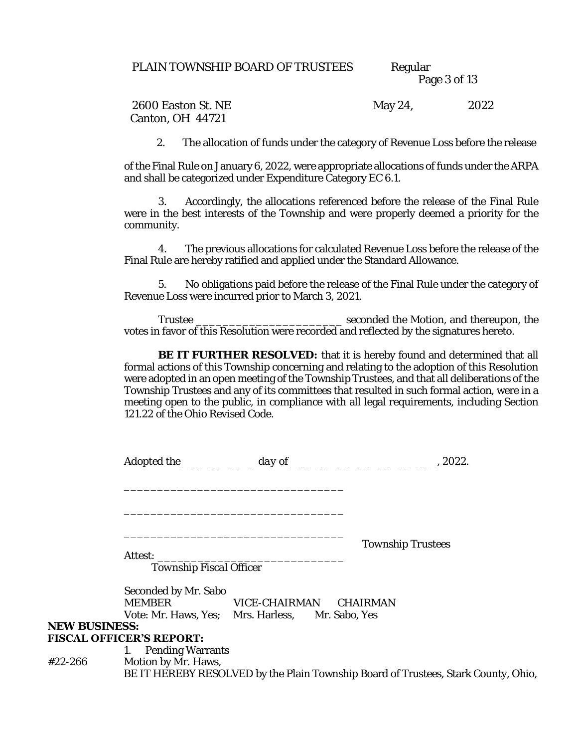2. The allocation of funds under the category of Revenue Loss before the release of the Final Rule on January 6, 2022, were appropriate allocations of funds under the ARPA and shall be categorized under Expenditure Category EC 6.1.

3. Accordingly, the allocations referenced before the release of the Final Rule were in the best interests of the Township and were properly deemed a priority for the community.

4. The previous allocations for calculated Revenue Loss before the release of the Final Rule are hereby ratified and applied under the Standard Allowance.

5. No obligations paid before the release of the Final Rule under the category of Revenue Loss were incurred prior to March 3, 2021.

Trustee ________________________ seconded the Motion, and thereupon, the votes in favor of this Resolution were recorded and reflected by the signatures hereto.

**BE IT FURTHER RESOLVED:** that it is hereby found and determined that all formal actions of this Township concerning and relating to the adoption of this Resolution were adopted in an open meeting of the Township Trustees, and that all deliberations of the Township Trustees and any of its committees that resulted in such formal action, were in a meeting open to the public, in compliance with all legal requirements, including Section 121.22 of the Ohio Revised Code.

Adopted the ___________ day of ______________________, 2022.

________________________________

________________________________

________________________________ Township Trustees

Attest: ___________________________
Township Fiscal Officer

Seconded by Mr. Sabo
MEMBER VICE-CHAIRMAN CHAIRMAN
Vote: Mr. Haws, Yes; Mrs. Harless, Mr. Sabo, Yes

**NEW BUSINESS:**

**FISCAL OFFICER'S REPORT:**

1. Pending Warrants

#22-266 Motion by Mr. Haws,
BE IT HEREBY RESOLVED by the Plain Township Board of Trustees, Stark County, Ohio,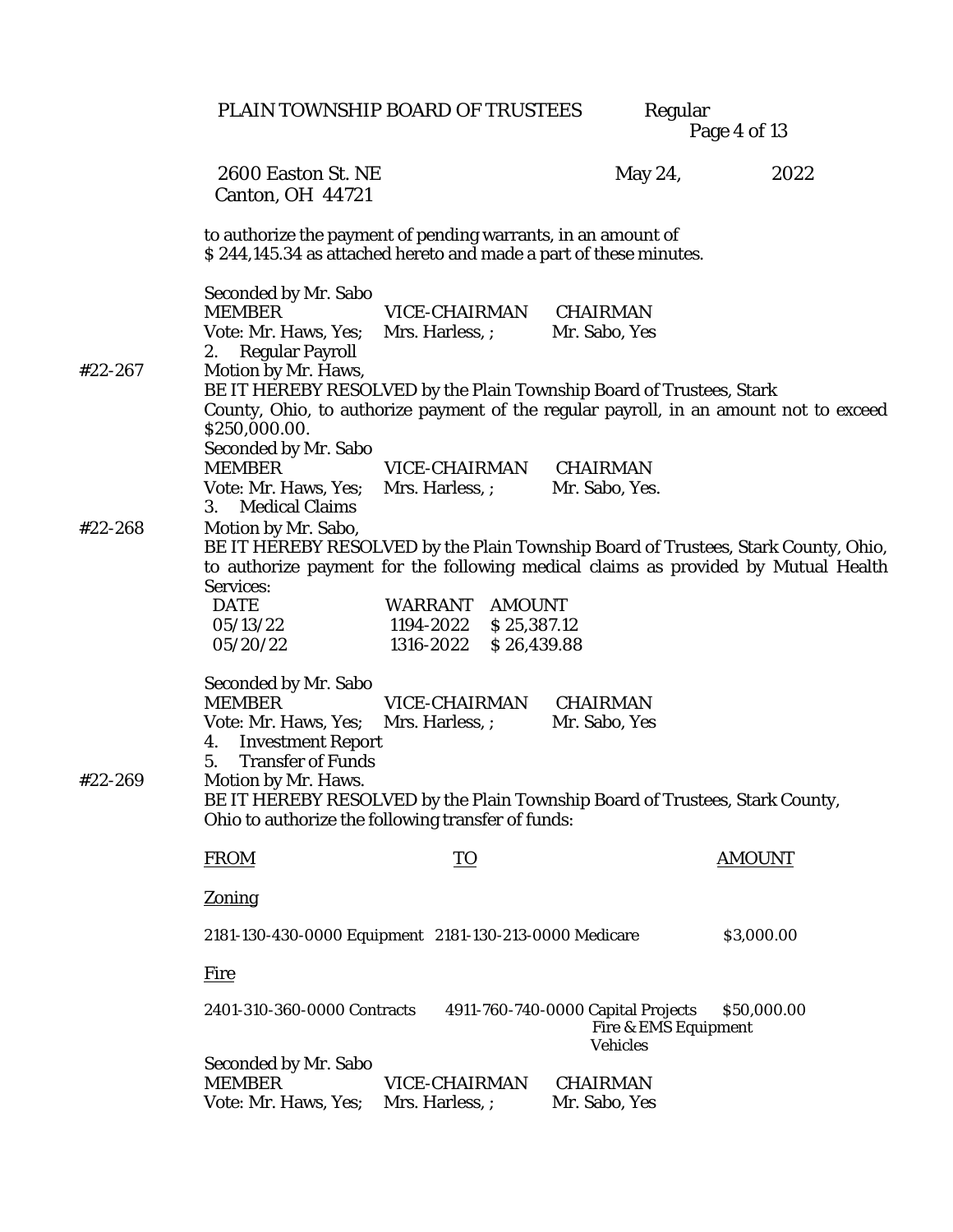to authorize the payment of pending warrants, in an amount of
$ 244,145.34 as attached hereto and made a part of these minutes.

Seconded by Mr. Sabo

| MEMBER | VICE-CHAIRMAN | CHAIRMAN |
|---|---|---|
| Vote: Mr. Haws, Yes; | Mrs. Harless, ; | Mr. Sabo, Yes |

2. Regular Payroll

#22-267 Motion by Mr. Haws,
BE IT HEREBY RESOLVED by the Plain Township Board of Trustees, Stark County, Ohio, to authorize payment of the regular payroll, in an amount not to exceed $250,000.00.

Seconded by Mr. Sabo

| MEMBER | VICE-CHAIRMAN | CHAIRMAN |
|---|---|---|
| Vote: Mr. Haws, Yes; | Mrs. Harless, ; | Mr. Sabo, Yes. |

3. Medical Claims

#22-268 Motion by Mr. Sabo,
BE IT HEREBY RESOLVED by the Plain Township Board of Trustees, Stark County, Ohio, to authorize payment for the following medical claims as provided by Mutual Health Services:

| DATE | WARRANT | AMOUNT |
|---|---|---|
| 05/13/22 | 1194-2022 | $ 25,387.12 |
| 05/20/22 | 1316-2022 | $ 26,439.88 |

Seconded by Mr. Sabo

| MEMBER | VICE-CHAIRMAN | CHAIRMAN |
|---|---|---|
| Vote: Mr. Haws, Yes; | Mrs. Harless, ; | Mr. Sabo, Yes |

4. Investment Report
5. Transfer of Funds

#22-269 Motion by Mr. Haws.
BE IT HEREBY RESOLVED by the Plain Township Board of Trustees, Stark County, Ohio to authorize the following transfer of funds:

| FROM | TO | AMOUNT |
|---|---|---|
| **Zoning** | | |
| 2181-130-430-0000 Equipment | 2181-130-213-0000 Medicare | $3,000.00 |
| **Fire** | | |
| 2401-310-360-0000 Contracts | 4911-760-740-0000 Capital Projects Fire & EMS Equipment Vehicles | $50,000.00 |

Seconded by Mr. Sabo

| MEMBER | VICE-CHAIRMAN | CHAIRMAN |
|---|---|---|
| Vote: Mr. Haws, Yes; | Mrs. Harless, ; | Mr. Sabo, Yes |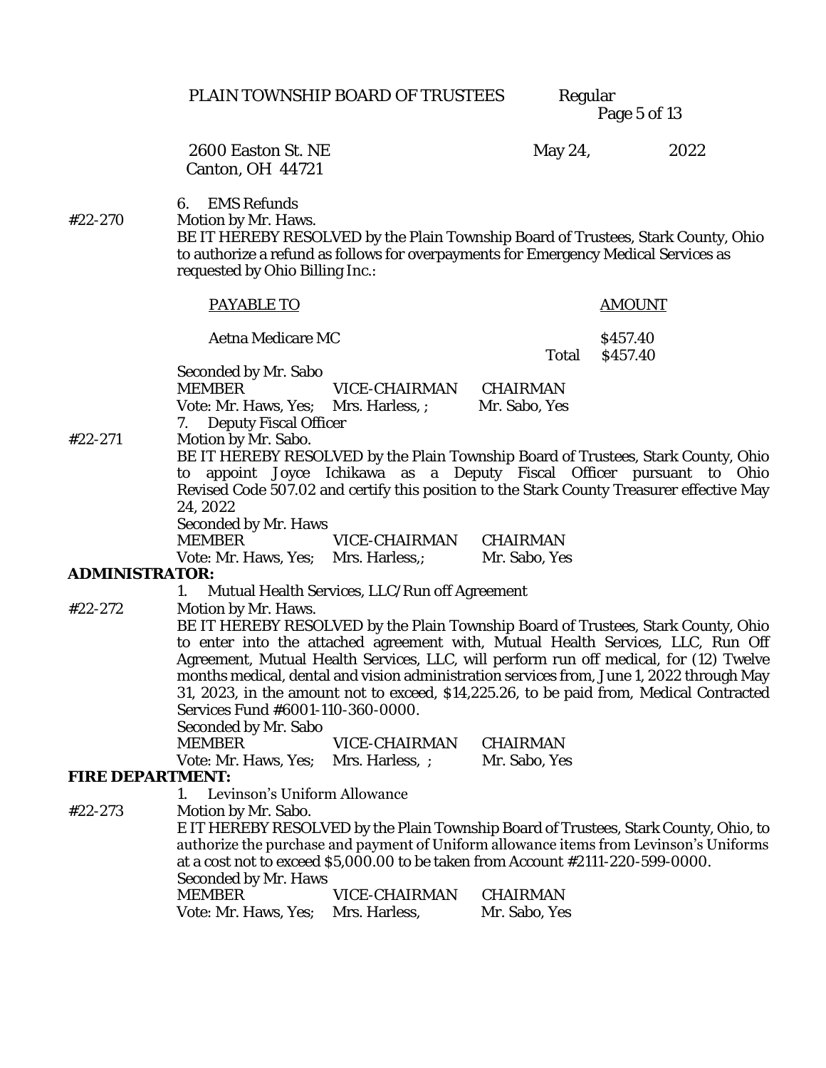6. EMS Refunds

#22-270 Motion by Mr. Haws.

BE IT HEREBY RESOLVED by the Plain Township Board of Trustees, Stark County, Ohio to authorize a refund as follows for overpayments for Emergency Medical Services as requested by Ohio Billing Inc.:

| PAYABLE TO | | AMOUNT |
|---|---|---|
| Aetna Medicare MC | | $457.40 |
| | Total | $457.40 |

Seconded by Mr. Sabo

| MEMBER | VICE-CHAIRMAN | CHAIRMAN |
|---|---|---|
| Vote: Mr. Haws, Yes; | Mrs. Harless, ; | Mr. Sabo, Yes |

7. Deputy Fiscal Officer

#22-271 Motion by Mr. Sabo.

BE IT HEREBY RESOLVED by the Plain Township Board of Trustees, Stark County, Ohio to appoint Joyce Ichikawa as a Deputy Fiscal Officer pursuant to Ohio Revised Code 507.02 and certify this position to the Stark County Treasurer effective May 24, 2022

Seconded by Mr. Haws

| MEMBER | VICE-CHAIRMAN | CHAIRMAN |
|---|---|---|
| Vote: Mr. Haws, Yes; | Mrs. Harless,; | Mr. Sabo, Yes |

**ADMINISTRATOR:**

1. Mutual Health Services, LLC/Run off Agreement

#22-272 Motion by Mr. Haws.

BE IT HEREBY RESOLVED by the Plain Township Board of Trustees, Stark County, Ohio to enter into the attached agreement with, Mutual Health Services, LLC, Run Off Agreement, Mutual Health Services, LLC, will perform run off medical, for (12) Twelve months medical, dental and vision administration services from, June 1, 2022 through May 31, 2023, in the amount not to exceed, $14,225.26, to be paid from, Medical Contracted Services Fund #6001-110-360-0000.

Seconded by Mr. Sabo

| MEMBER | VICE-CHAIRMAN | CHAIRMAN |
|---|---|---|
| Vote: Mr. Haws, Yes; | Mrs. Harless, ; | Mr. Sabo, Yes |

**FIRE DEPARTMENT:**

1. Levinson's Uniform Allowance

#22-273 Motion by Mr. Sabo.

E IT HEREBY RESOLVED by the Plain Township Board of Trustees, Stark County, Ohio, to authorize the purchase and payment of Uniform allowance items from Levinson's Uniforms at a cost not to exceed $5,000.00 to be taken from Account #2111-220-599-0000.

Seconded by Mr. Haws

| MEMBER | VICE-CHAIRMAN | CHAIRMAN |
|---|---|---|
| Vote: Mr. Haws, Yes; | Mrs. Harless, | Mr. Sabo, Yes |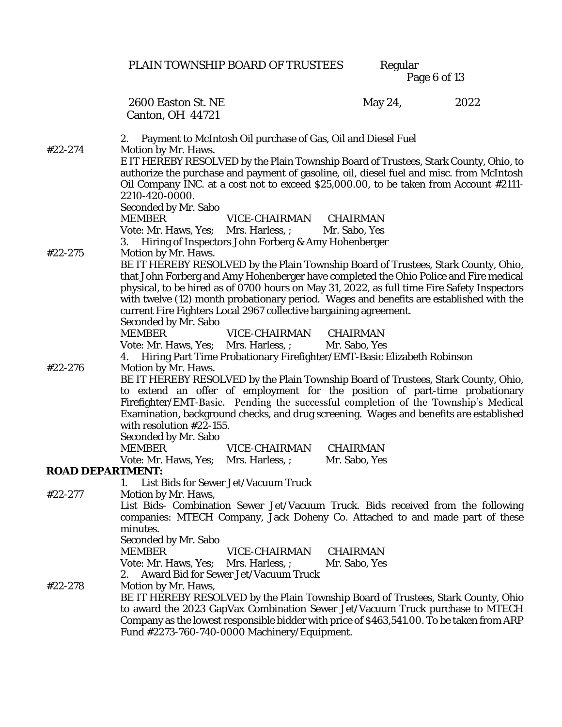2. Payment to McIntosh Oil purchase of Gas, Oil and Diesel Fuel

#22-274 Motion by Mr. Haws.

E IT HEREBY RESOLVED by the Plain Township Board of Trustees, Stark County, Ohio, to authorize the purchase and payment of gasoline, oil, diesel fuel and misc. from McIntosh Oil Company INC. at a cost not to exceed $25,000.00, to be taken from Account #2111-2210-420-0000.

Seconded by Mr. Sabo

| MEMBER | VICE-CHAIRMAN | CHAIRMAN |
|---|---|---|
| Vote: Mr. Haws, Yes; | Mrs. Harless, ; | Mr. Sabo, Yes |

3. Hiring of Inspectors John Forberg & Amy Hohenberger

#22-275 Motion by Mr. Haws.

BE IT HEREBY RESOLVED by the Plain Township Board of Trustees, Stark County, Ohio, that John Forberg and Amy Hohenberger have completed the Ohio Police and Fire medical physical, to be hired as of 0700 hours on May 31, 2022, as full time Fire Safety Inspectors with twelve (12) month probationary period. Wages and benefits are established with the current Fire Fighters Local 2967 collective bargaining agreement.

Seconded by Mr. Sabo

| MEMBER | VICE-CHAIRMAN | CHAIRMAN |
|---|---|---|
| Vote: Mr. Haws, Yes; | Mrs. Harless, ; | Mr. Sabo, Yes |

4. Hiring Part Time Probationary Firefighter/EMT-Basic Elizabeth Robinson

#22-276 Motion by Mr. Haws.

BE IT HEREBY RESOLVED by the Plain Township Board of Trustees, Stark County, Ohio, to extend an offer of employment for the position of part-time probationary Firefighter/EMT-Basic. Pending the successful completion of the Township's Medical Examination, background checks, and drug screening. Wages and benefits are established with resolution #22-155.

Seconded by Mr. Sabo

| MEMBER | VICE-CHAIRMAN | CHAIRMAN |
|---|---|---|
| Vote: Mr. Haws, Yes; | Mrs. Harless, ; | Mr. Sabo, Yes |

**ROAD DEPARTMENT:**

1. List Bids for Sewer Jet/Vacuum Truck

#22-277 Motion by Mr. Haws,

List Bids- Combination Sewer Jet/Vacuum Truck. Bids received from the following companies: MTECH Company, Jack Doheny Co. Attached to and made part of these minutes.

Seconded by Mr. Sabo

| MEMBER | VICE-CHAIRMAN | CHAIRMAN |
|---|---|---|
| Vote: Mr. Haws, Yes; | Mrs. Harless, ; | Mr. Sabo, Yes |

2. Award Bid for Sewer Jet/Vacuum Truck

#22-278 Motion by Mr. Haws,

BE IT HEREBY RESOLVED by the Plain Township Board of Trustees, Stark County, Ohio to award the 2023 GapVax Combination Sewer Jet/Vacuum Truck purchase to MTECH Company as the lowest responsible bidder with price of $463,541.00. To be taken from ARP Fund #2273-760-740-0000 Machinery/Equipment.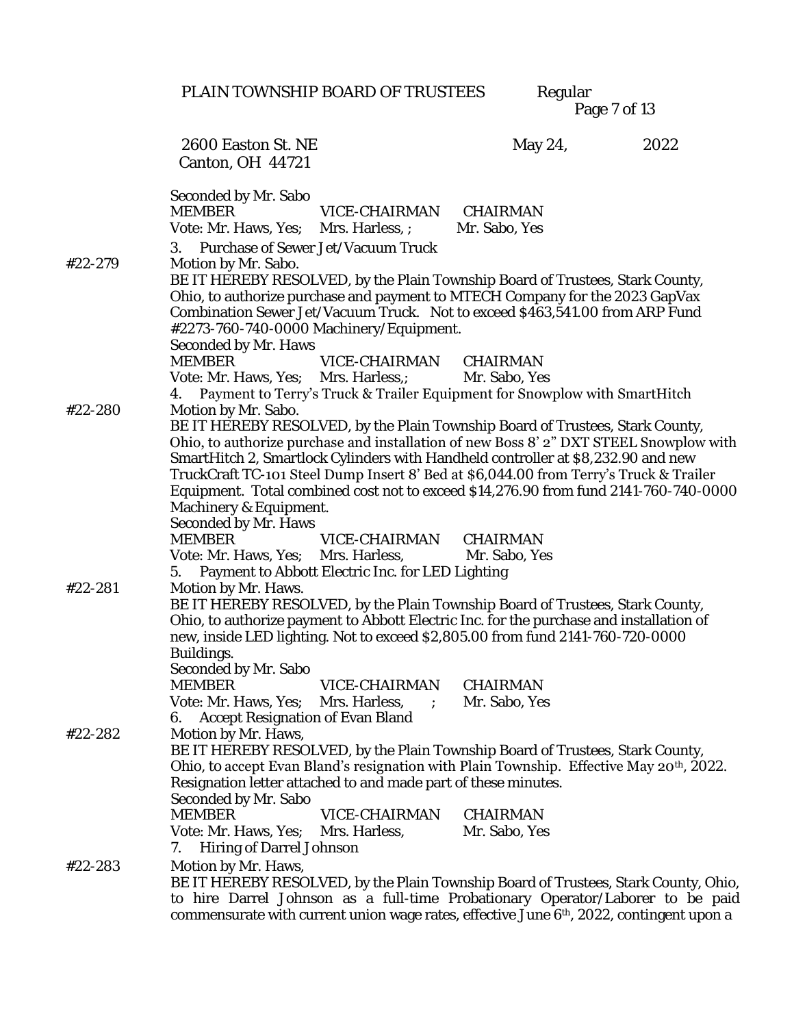Seconded by Mr. Sabo

MEMBER VICE-CHAIRMAN CHAIRMAN
Vote: Mr. Haws, Yes; Mrs. Harless, ; Mr. Sabo, Yes

3. Purchase of Sewer Jet/Vacuum Truck

#22-279 Motion by Mr. Sabo.

BE IT HEREBY RESOLVED, by the Plain Township Board of Trustees, Stark County, Ohio, to authorize purchase and payment to MTECH Company for the 2023 GapVax Combination Sewer Jet/Vacuum Truck. Not to exceed $463,541.00 from ARP Fund #2273-760-740-0000 Machinery/Equipment.

Seconded by Mr. Haws

MEMBER VICE-CHAIRMAN CHAIRMAN
Vote: Mr. Haws, Yes; Mrs. Harless,; Mr. Sabo, Yes

4. Payment to Terry's Truck & Trailer Equipment for Snowplow with SmartHitch

#22-280 Motion by Mr. Sabo.

BE IT HEREBY RESOLVED, by the Plain Township Board of Trustees, Stark County, Ohio, to authorize purchase and installation of new Boss 8' 2" DXT STEEL Snowplow with SmartHitch 2, Smartlock Cylinders with Handheld controller at $8,232.90 and new TruckCraft TC-101 Steel Dump Insert 8' Bed at $6,044.00 from Terry's Truck & Trailer Equipment. Total combined cost not to exceed $14,276.90 from fund 2141-760-740-0000 Machinery & Equipment.

Seconded by Mr. Haws

MEMBER VICE-CHAIRMAN CHAIRMAN
Vote: Mr. Haws, Yes; Mrs. Harless, Mr. Sabo, Yes

5. Payment to Abbott Electric Inc. for LED Lighting

#22-281 Motion by Mr. Haws.

BE IT HEREBY RESOLVED, by the Plain Township Board of Trustees, Stark County, Ohio, to authorize payment to Abbott Electric Inc. for the purchase and installation of new, inside LED lighting. Not to exceed $2,805.00 from fund 2141-760-720-0000 Buildings.

Seconded by Mr. Sabo

MEMBER VICE-CHAIRMAN CHAIRMAN
Vote: Mr. Haws, Yes; Mrs. Harless, ; Mr. Sabo, Yes

6. Accept Resignation of Evan Bland

#22-282 Motion by Mr. Haws,

BE IT HEREBY RESOLVED, by the Plain Township Board of Trustees, Stark County, Ohio, to accept Evan Bland's resignation with Plain Township. Effective May 20th, 2022. Resignation letter attached to and made part of these minutes.

Seconded by Mr. Sabo

MEMBER VICE-CHAIRMAN CHAIRMAN
Vote: Mr. Haws, Yes; Mrs. Harless, Mr. Sabo, Yes

7. Hiring of Darrel Johnson

#22-283 Motion by Mr. Haws,

BE IT HEREBY RESOLVED, by the Plain Township Board of Trustees, Stark County, Ohio, to hire Darrel Johnson as a full-time Probationary Operator/Laborer to be paid commensurate with current union wage rates, effective June 6th, 2022, contingent upon a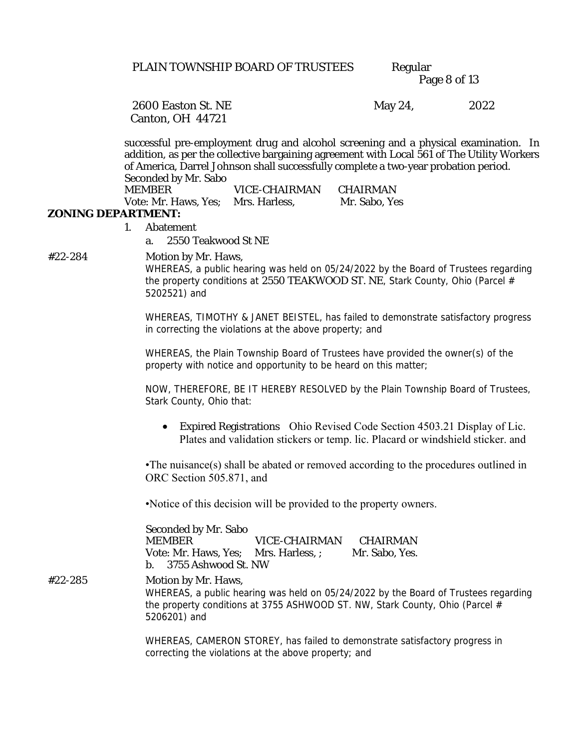successful pre-employment drug and alcohol screening and a physical examination. In addition, as per the collective bargaining agreement with Local 561 of The Utility Workers of America, Darrel Johnson shall successfully complete a two-year probation period.
Seconded by Mr. Sabo

| MEMBER | VICE-CHAIRMAN | CHAIRMAN |
|---|---|---|
| Vote: Mr. Haws, Yes; | Mrs. Harless, | Mr. Sabo, Yes |

**ZONING DEPARTMENT:**

1. Abatement
   a. 2550 Teakwood St NE

#22-284 Motion by Mr. Haws,

WHEREAS, a public hearing was held on 05/24/2022 by the Board of Trustees regarding the property conditions at 2550 TEAKWOOD ST. NE, Stark County, Ohio (Parcel # 5202521) and

WHEREAS, TIMOTHY & JANET BEISTEL, has failed to demonstrate satisfactory progress in correcting the violations at the above property; and

WHEREAS, the Plain Township Board of Trustees have provided the owner(s) of the property with notice and opportunity to be heard on this matter;

NOW, THEREFORE, BE IT HEREBY RESOLVED by the Plain Township Board of Trustees, Stark County, Ohio that:

- Expired Registrations Ohio Revised Code Section 4503.21 Display of Lic. Plates and validation stickers or temp. lic. Placard or windshield sticker. and

•The nuisance(s) shall be abated or removed according to the procedures outlined in ORC Section 505.871, and

•Notice of this decision will be provided to the property owners.

Seconded by Mr. Sabo

| MEMBER | VICE-CHAIRMAN | CHAIRMAN |
|---|---|---|
| Vote: Mr. Haws, Yes; | Mrs. Harless, ; | Mr. Sabo, Yes. |

   b. 3755 Ashwood St. NW

#22-285 Motion by Mr. Haws,

WHEREAS, a public hearing was held on 05/24/2022 by the Board of Trustees regarding the property conditions at 3755 ASHWOOD ST. NW, Stark County, Ohio (Parcel # 5206201) and

WHEREAS, CAMERON STOREY, has failed to demonstrate satisfactory progress in correcting the violations at the above property; and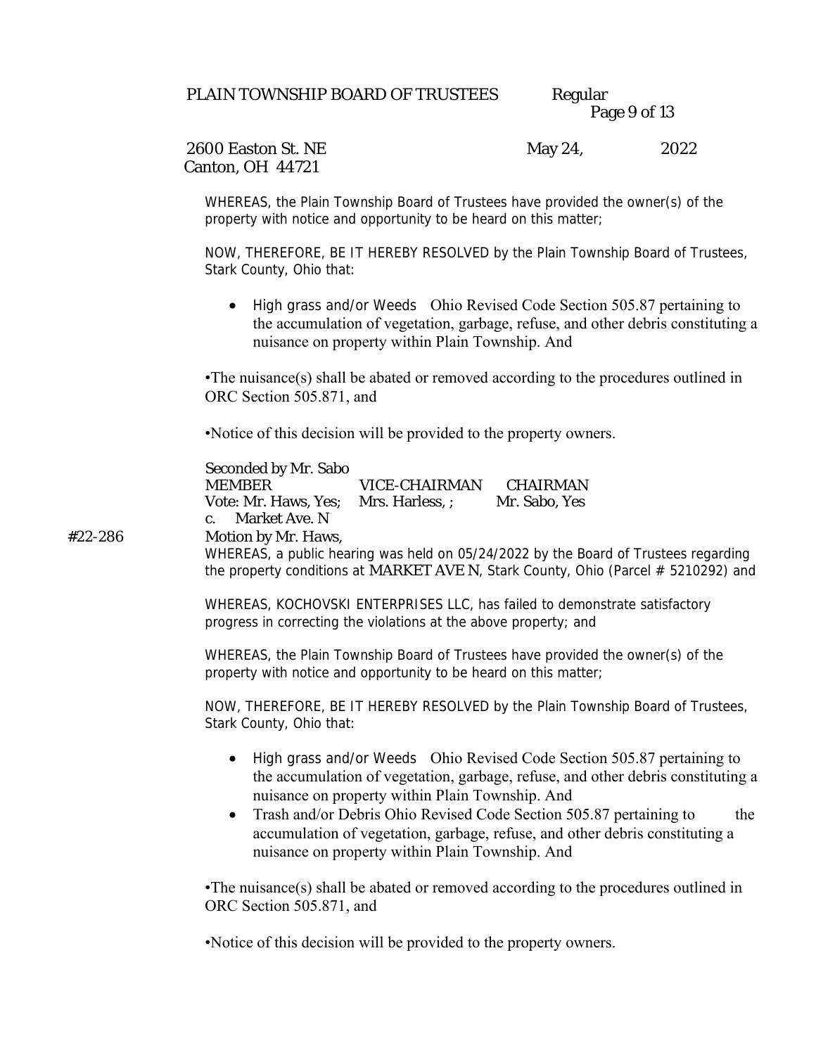WHEREAS, the Plain Township Board of Trustees have provided the owner(s) of the property with notice and opportunity to be heard on this matter;

NOW, THEREFORE, BE IT HEREBY RESOLVED by the Plain Township Board of Trustees, Stark County, Ohio that:

- High grass and/or Weeds Ohio Revised Code Section 505.87 pertaining to the accumulation of vegetation, garbage, refuse, and other debris constituting a nuisance on property within Plain Township. And

•The nuisance(s) shall be abated or removed according to the procedures outlined in ORC Section 505.871, and

•Notice of this decision will be provided to the property owners.

Seconded by Mr. Sabo

| MEMBER | VICE-CHAIRMAN | CHAIRMAN |
|---|---|---|
| Vote: Mr. Haws, Yes; | Mrs. Harless, ; | Mr. Sabo, Yes |

c. Market Ave. N

#22-286 Motion by Mr. Haws,

WHEREAS, a public hearing was held on 05/24/2022 by the Board of Trustees regarding the property conditions at MARKET AVE N, Stark County, Ohio (Parcel # 5210292) and

WHEREAS, KOCHOVSKI ENTERPRISES LLC, has failed to demonstrate satisfactory progress in correcting the violations at the above property; and

WHEREAS, the Plain Township Board of Trustees have provided the owner(s) of the property with notice and opportunity to be heard on this matter;

NOW, THEREFORE, BE IT HEREBY RESOLVED by the Plain Township Board of Trustees, Stark County, Ohio that:

- High grass and/or Weeds Ohio Revised Code Section 505.87 pertaining to the accumulation of vegetation, garbage, refuse, and other debris constituting a nuisance on property within Plain Township. And
- Trash and/or Debris Ohio Revised Code Section 505.87 pertaining to the accumulation of vegetation, garbage, refuse, and other debris constituting a nuisance on property within Plain Township. And

•The nuisance(s) shall be abated or removed according to the procedures outlined in ORC Section 505.871, and

•Notice of this decision will be provided to the property owners.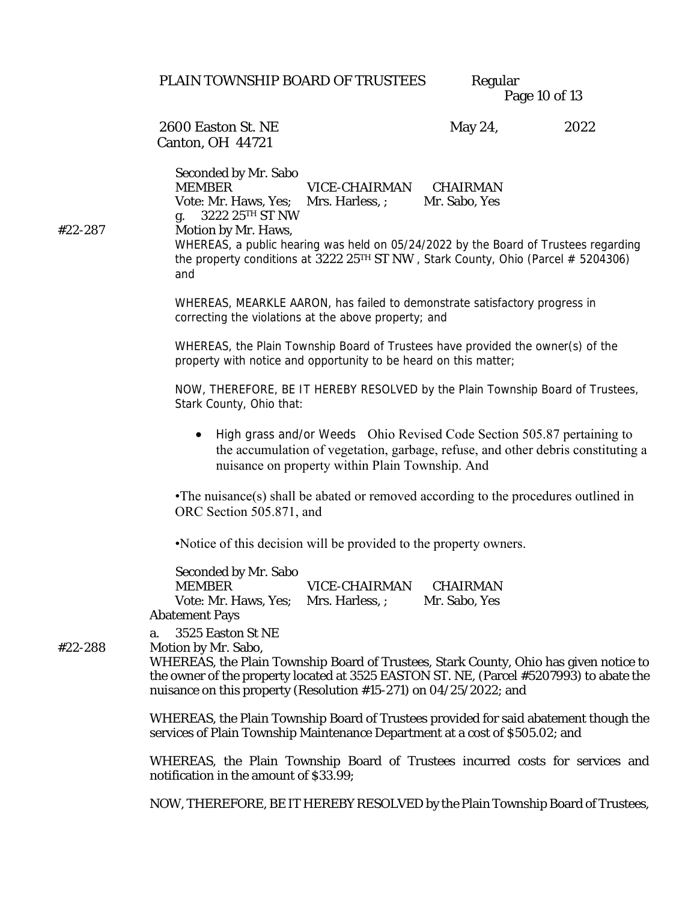Seconded by Mr. Sabo

| MEMBER | VICE-CHAIRMAN | CHAIRMAN |
|---|---|---|
| Vote: Mr. Haws, Yes; | Mrs. Harless, ; | Mr. Sabo, Yes |

g. 3222 25TH ST NW

#22-287 Motion by Mr. Haws,

WHEREAS, a public hearing was held on 05/24/2022 by the Board of Trustees regarding the property conditions at 3222 25TH ST NW , Stark County, Ohio (Parcel # 5204306) and

WHEREAS, MEARKLE AARON, has failed to demonstrate satisfactory progress in correcting the violations at the above property; and

WHEREAS, the Plain Township Board of Trustees have provided the owner(s) of the property with notice and opportunity to be heard on this matter;

NOW, THEREFORE, BE IT HEREBY RESOLVED by the Plain Township Board of Trustees, Stark County, Ohio that:

- High grass and/or Weeds Ohio Revised Code Section 505.87 pertaining to the accumulation of vegetation, garbage, refuse, and other debris constituting a nuisance on property within Plain Township. And

•The nuisance(s) shall be abated or removed according to the procedures outlined in ORC Section 505.871, and

•Notice of this decision will be provided to the property owners.

Seconded by Mr. Sabo

| MEMBER | VICE-CHAIRMAN | CHAIRMAN |
|---|---|---|
| Vote: Mr. Haws, Yes; | Mrs. Harless, ; | Mr. Sabo, Yes |

Abatement Pays

a. 3525 Easton St NE

#22-288 Motion by Mr. Sabo,

WHEREAS, the Plain Township Board of Trustees, Stark County, Ohio has given notice to the owner of the property located at 3525 EASTON ST. NE, (Parcel #5207993) to abate the nuisance on this property (Resolution #15-271) on 04/25/2022; and

WHEREAS, the Plain Township Board of Trustees provided for said abatement though the services of Plain Township Maintenance Department at a cost of $505.02; and

WHEREAS, the Plain Township Board of Trustees incurred costs for services and notification in the amount of $33.99;

NOW, THEREFORE, BE IT HEREBY RESOLVED by the Plain Township Board of Trustees,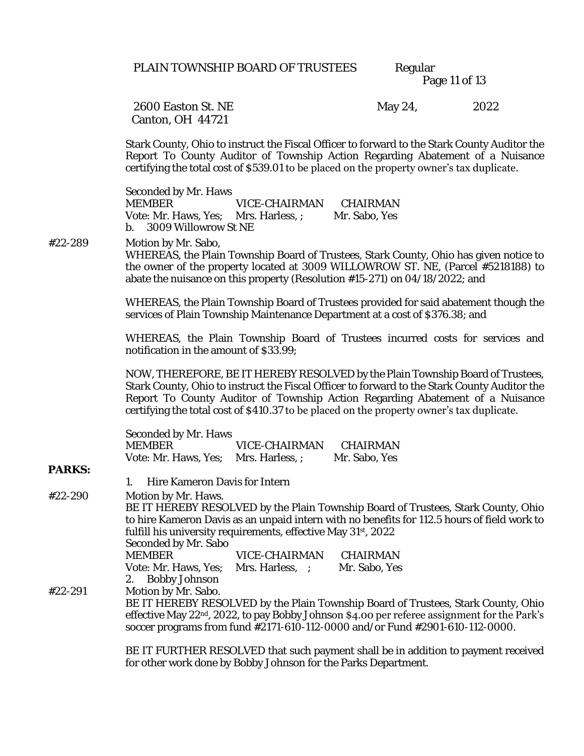Stark County, Ohio to instruct the Fiscal Officer to forward to the Stark County Auditor the Report To County Auditor of Township Action Regarding Abatement of a Nuisance certifying the total cost of $539.01 to be placed on the property owner's tax duplicate.

Seconded by Mr. Haws

| MEMBER | VICE-CHAIRMAN | CHAIRMAN |
|---|---|---|
| Vote: Mr. Haws, Yes; | Mrs. Harless, ; | Mr. Sabo, Yes |

b. 3009 Willowrow St NE

#22-289 Motion by Mr. Sabo,

WHEREAS, the Plain Township Board of Trustees, Stark County, Ohio has given notice to the owner of the property located at 3009 WILLOWROW ST. NE, (Parcel #5218188) to abate the nuisance on this property (Resolution #15-271) on 04/18/2022; and

WHEREAS, the Plain Township Board of Trustees provided for said abatement though the services of Plain Township Maintenance Department at a cost of $376.38; and

WHEREAS, the Plain Township Board of Trustees incurred costs for services and notification in the amount of $33.99;

NOW, THEREFORE, BE IT HEREBY RESOLVED by the Plain Township Board of Trustees, Stark County, Ohio to instruct the Fiscal Officer to forward to the Stark County Auditor the Report To County Auditor of Township Action Regarding Abatement of a Nuisance certifying the total cost of $410.37 to be placed on the property owner's tax duplicate.

Seconded by Mr. Haws

| MEMBER | VICE-CHAIRMAN | CHAIRMAN |
|---|---|---|
| Vote: Mr. Haws, Yes; | Mrs. Harless, ; | Mr. Sabo, Yes |

**PARKS:**

1. Hire Kameron Davis for Intern

#22-290 Motion by Mr. Haws.

BE IT HEREBY RESOLVED by the Plain Township Board of Trustees, Stark County, Ohio to hire Kameron Davis as an unpaid intern with no benefits for 112.5 hours of field work to fulfill his university requirements, effective May 31st, 2022

Seconded by Mr. Sabo

| MEMBER | VICE-CHAIRMAN | CHAIRMAN |
|---|---|---|
| Vote: Mr. Haws, Yes; | Mrs. Harless, ; | Mr. Sabo, Yes |

2. Bobby Johnson

#22-291 Motion by Mr. Sabo.

BE IT HEREBY RESOLVED by the Plain Township Board of Trustees, Stark County, Ohio effective May 22nd, 2022, to pay Bobby Johnson $4.00 per referee assignment for the Park's soccer programs from fund #2171-610-112-0000 and/or Fund #2901-610-112-0000.

BE IT FURTHER RESOLVED that such payment shall be in addition to payment received for other work done by Bobby Johnson for the Parks Department.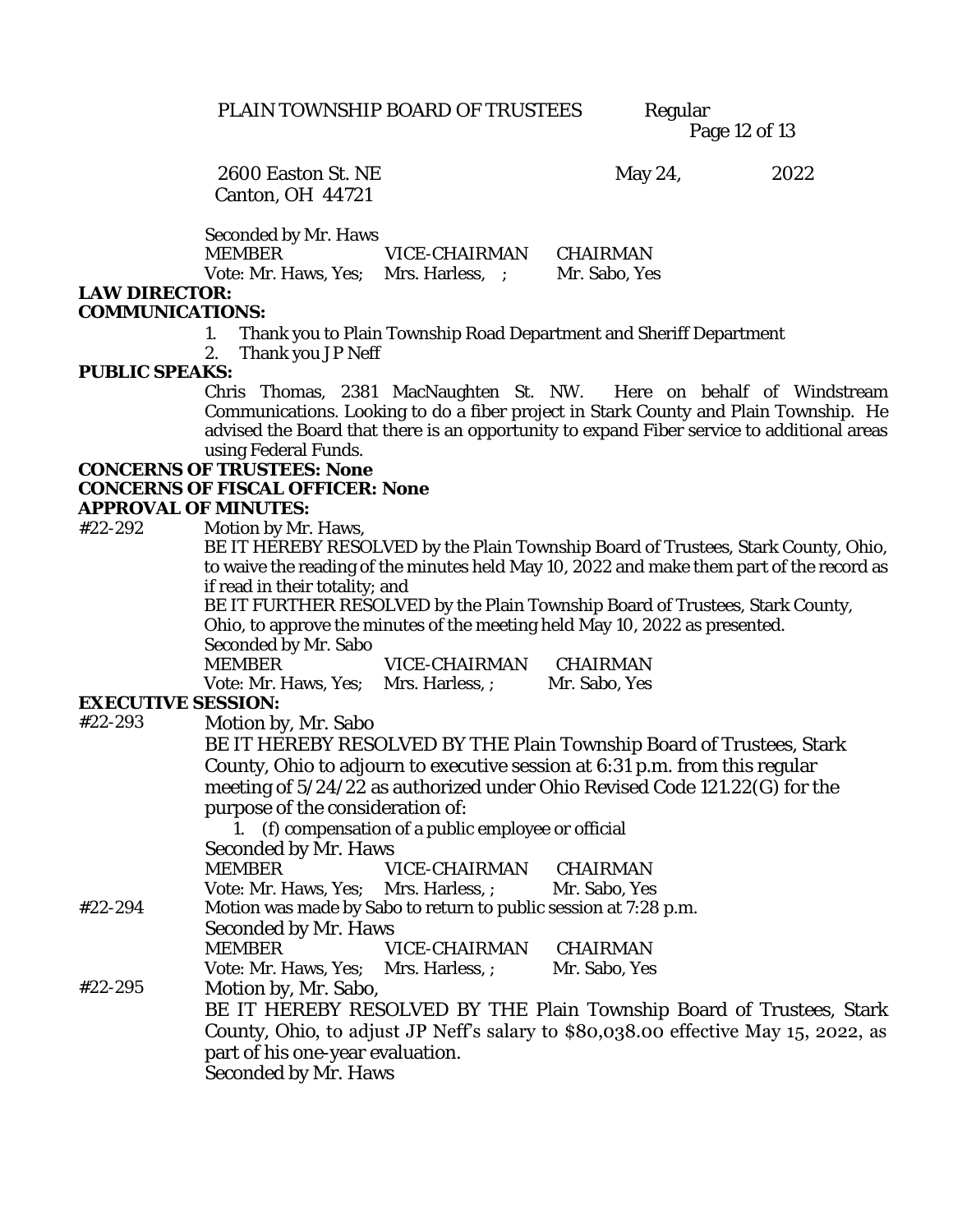Seconded by Mr. Haws

| MEMBER | VICE-CHAIRMAN | CHAIRMAN |
|---|---|---|
| Vote: Mr. Haws, Yes; | Mrs. Harless, ; | Mr. Sabo, Yes |

**LAW DIRECTOR:**

**COMMUNICATIONS:**

1. Thank you to Plain Township Road Department and Sheriff Department
2. Thank you JP Neff

**PUBLIC SPEAKS:**

Chris Thomas, 2381 MacNaughten St. NW. Here on behalf of Windstream Communications. Looking to do a fiber project in Stark County and Plain Township. He advised the Board that there is an opportunity to expand Fiber service to additional areas using Federal Funds.

**CONCERNS OF TRUSTEES: None**

**CONCERNS OF FISCAL OFFICER: None**

**APPROVAL OF MINUTES:**

#22-292 Motion by Mr. Haws,

BE IT HEREBY RESOLVED by the Plain Township Board of Trustees, Stark County, Ohio, to waive the reading of the minutes held May 10, 2022 and make them part of the record as if read in their totality; and

BE IT FURTHER RESOLVED by the Plain Township Board of Trustees, Stark County, Ohio, to approve the minutes of the meeting held May 10, 2022 as presented.

Seconded by Mr. Sabo

| MEMBER | VICE-CHAIRMAN | CHAIRMAN |
|---|---|---|
| Vote: Mr. Haws, Yes; | Mrs. Harless, ; | Mr. Sabo, Yes |

**EXECUTIVE SESSION:**

#22-293 Motion by, Mr. Sabo

BE IT HEREBY RESOLVED BY THE Plain Township Board of Trustees, Stark County, Ohio to adjourn to executive session at 6:31 p.m. from this regular meeting of 5/24/22 as authorized under Ohio Revised Code 121.22(G) for the purpose of the consideration of:

1. (f) compensation of a public employee or official

Seconded by Mr. Haws

| MEMBER | VICE-CHAIRMAN | CHAIRMAN |
|---|---|---|
| Vote: Mr. Haws, Yes; | Mrs. Harless, ; | Mr. Sabo, Yes |

#22-294 Motion was made by Sabo to return to public session at 7:28 p.m.

Seconded by Mr. Haws

| MEMBER | VICE-CHAIRMAN | CHAIRMAN |
|---|---|---|
| Vote: Mr. Haws, Yes; | Mrs. Harless, ; | Mr. Sabo, Yes |

#22-295 Motion by, Mr. Sabo,

BE IT HEREBY RESOLVED BY THE Plain Township Board of Trustees, Stark County, Ohio, to adjust JP Neff's salary to $80,038.00 effective May 15, 2022, as part of his one-year evaluation.

Seconded by Mr. Haws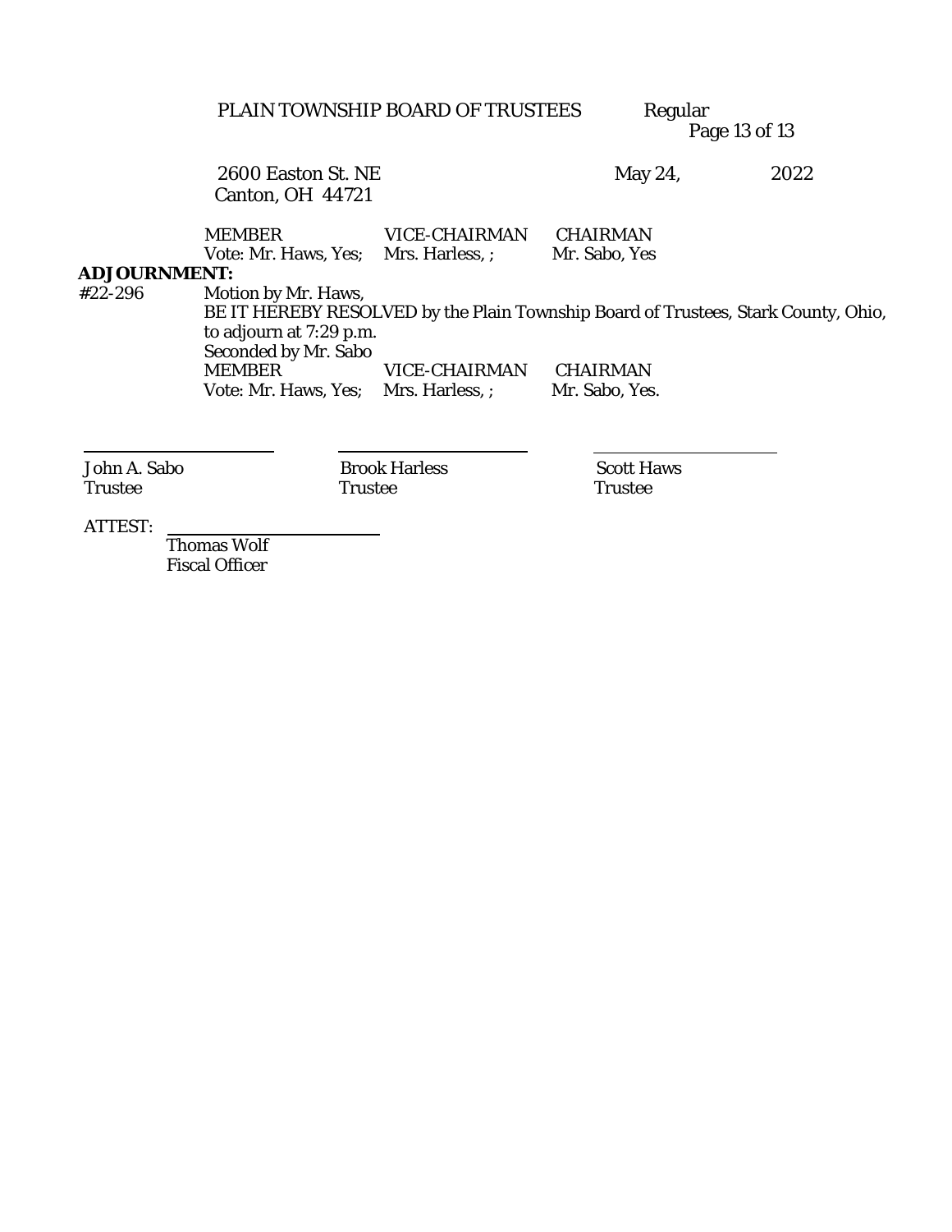MEMBER VICE-CHAIRMAN CHAIRMAN
Vote: Mr. Haws, Yes; Mrs. Harless, ; Mr. Sabo, Yes

**ADJOURNMENT:**

#22-296 Motion by Mr. Haws,
BE IT HEREBY RESOLVED by the Plain Township Board of Trustees, Stark County, Ohio, to adjourn at 7:29 p.m.
Seconded by Mr. Sabo
MEMBER VICE-CHAIRMAN CHAIRMAN
Vote: Mr. Haws, Yes; Mrs. Harless, ; Mr. Sabo, Yes.

| | | |
|---|---|---|
| John A. Sabo | Brook Harless | Scott Haws |
| Trustee | Trustee | Trustee |

ATTEST: ______________________
Thomas Wolf
Fiscal Officer